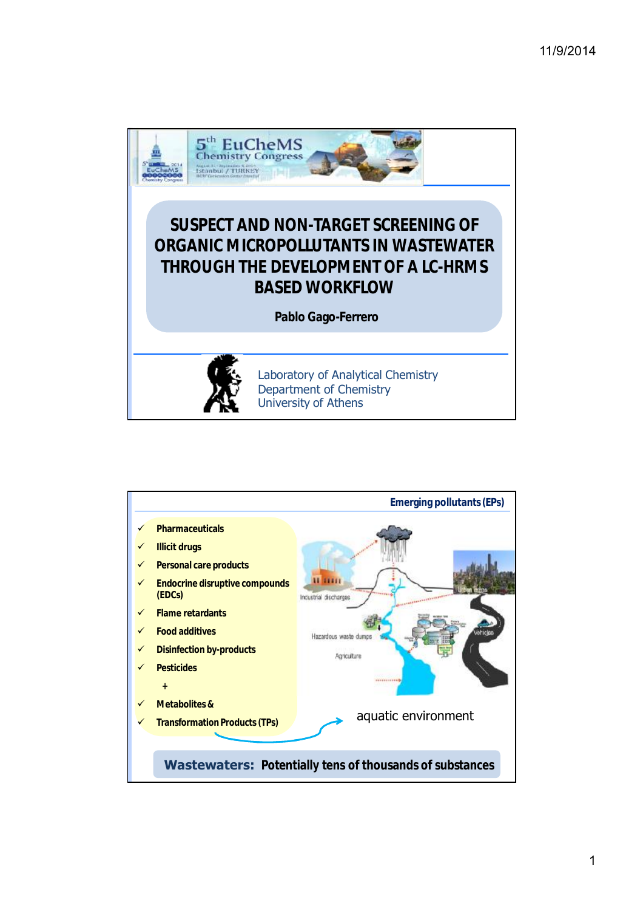# SUSPECT AND NON-TARGET SCREENING OF ORGANIC MICROPOLLUTANTS IN WASTEWATER THROUGH THE DEVELOPMENT OF A LC-HRMS BASED WORKFLOW

**Pablo Gago-Ferrero**

Laboratory of Analytical Chemistry
Department of Chemistry
University of Athens

---

## Emerging pollutants (EPs)

- ✓ Pharmaceuticals
- ✓ Illicit drugs
- ✓ Personal care products
- ✓ Endocrine disruptive compounds (EDCs)
- ✓ Flame retardants
- ✓ Food additives
- ✓ Disinfection by-products
- ✓ Pesticides

\+

- ✓ Metabolites &
- ✓ Transformation Products (TPs)

Industrial discharges

Hazardous waste dumps

Agriculture

Urban areas

Vehicles

aquatic environment

**Wastewaters: Potentially tens of thousands of substances**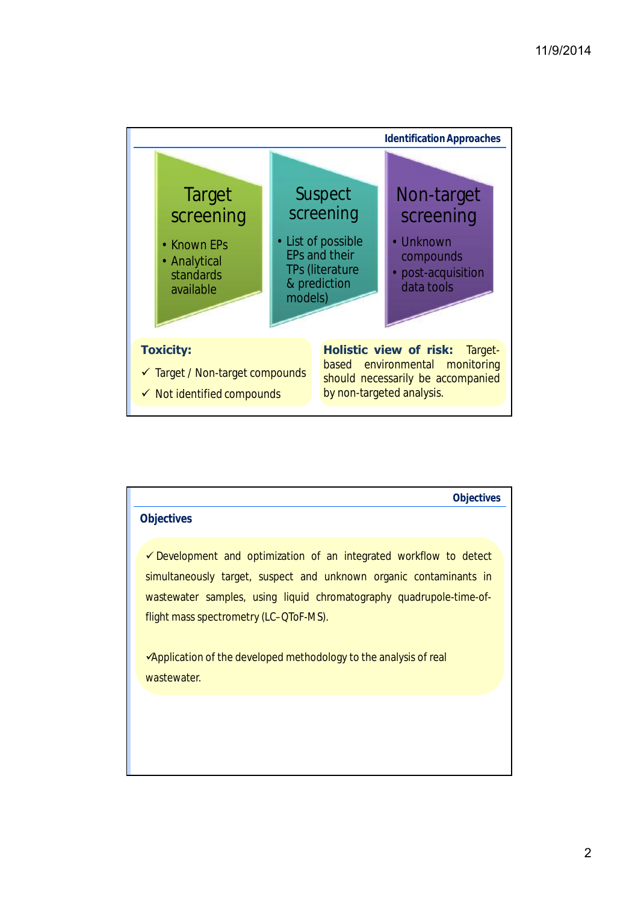## Identification Approaches

### Target screening

- Known EPs
- Analytical standards available

### Suspect screening

- List of possible EPs and their TPs (literature & prediction models)

### Non-target screening

- Unknown compounds
- post-acquisition data tools

**Toxicity:**

- ✓ Target / Non-target compounds
- ✓ Not identified compounds

**Holistic view of risk:** Target-based environmental monitoring should necessarily be accompanied by non-targeted analysis.

## Objectives

### Objectives

✓ Development and optimization of an integrated workflow to detect simultaneously target, suspect and unknown organic contaminants in wastewater samples, using liquid chromatography quadrupole-time-of-flight mass spectrometry (LC–QToF-MS).

✓Application of the developed methodology to the analysis of real wastewater.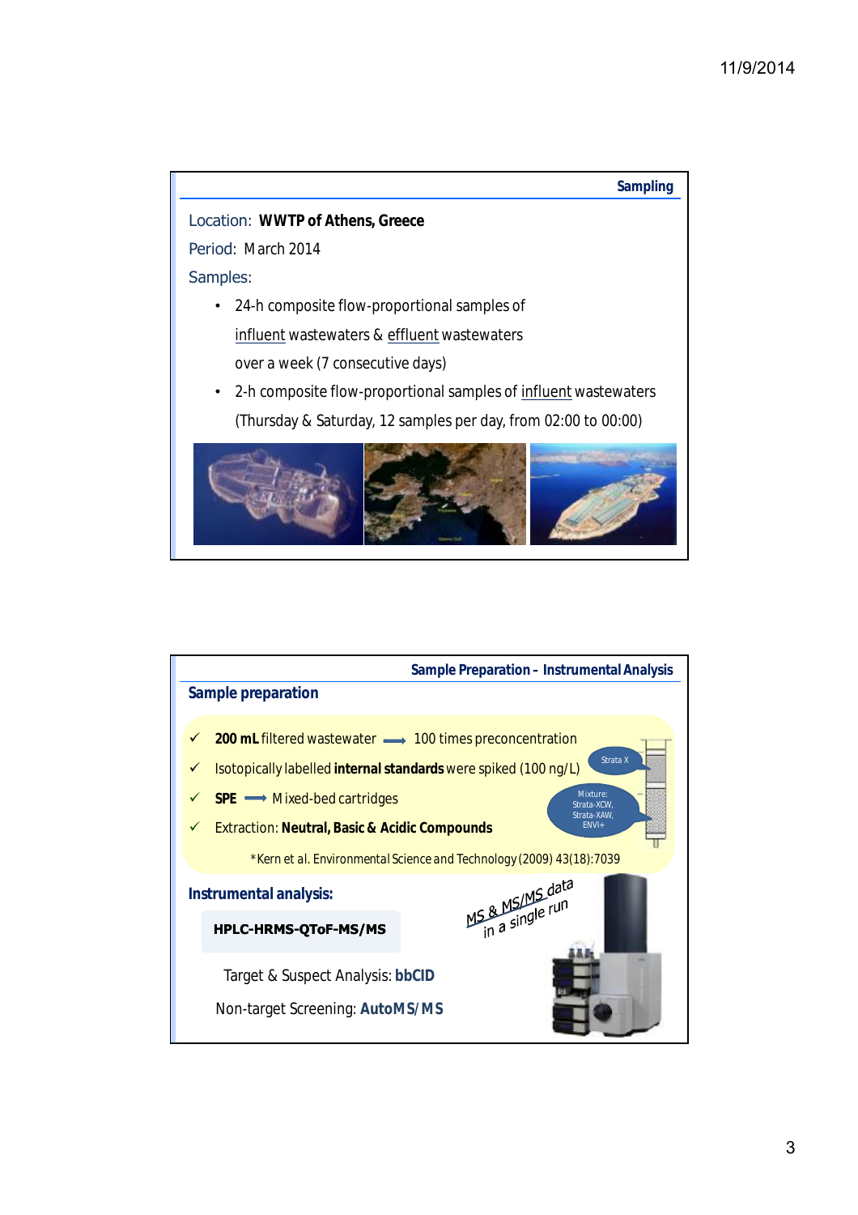## Sampling

Location: **WWTP of Athens, Greece**

Period: March 2014

Samples:

- 24-h composite flow-proportional samples of influent wastewaters & effluent wastewaters over a week (7 consecutive days)
- 2-h composite flow-proportional samples of influent wastewaters (Thursday & Saturday, 12 samples per day, from 02:00 to 00:00)

## Sample Preparation – Instrumental Analysis

### Sample preparation

- ✓ **200 mL** filtered wastewater ⟶ 100 times preconcentration
- ✓ Isotopically labelled **internal standards** were spiked (100 ng/L)
- ✓ **SPE** ⟶ Mixed-bed cartridges
- ✓ Extraction: **Neutral, Basic & Acidic Compounds**

Strata X

Mixture: Strata-XCW, Strata-XAW, ENVI+

*Kern et al. Environmental Science and Technology (2009) 43(18):7039

### Instrumental analysis:

**HPLC-HRMS-QToF-MS/MS**

MS & MS/MS data in a single run

Target & Suspect Analysis: **bbCID**

Non-target Screening: **AutoMS/MS**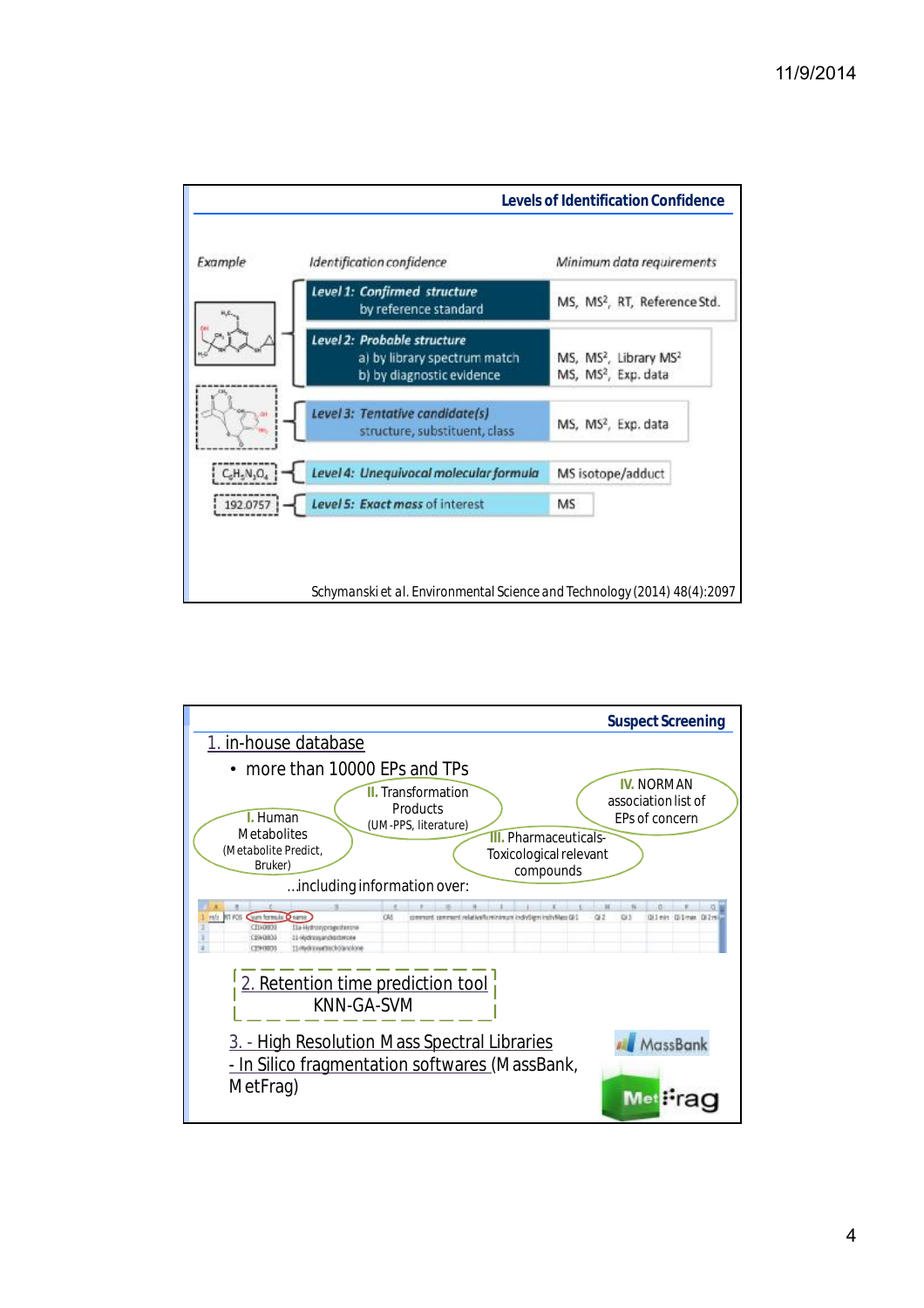## Levels of Identification Confidence

| Example | Identification confidence | Minimum data requirements |
|---|---|---|
| | *Level 1: Confirmed structure* by reference standard | MS, $MS^2$, RT, Reference Std. |
| | *Level 2: Probable structure* a) by library spectrum match b) by diagnostic evidence | MS, $MS^2$, Library $MS^2$ / MS, $MS^2$, Exp. data |
| | *Level 3: Tentative candidate(s)* structure, substituent, class | MS, $MS^2$, Exp. data |
| $C_6H_8N_2O_4$ | *Level 4: Unequivocal molecular formula* | MS isotope/adduct |
| 192.0757 | *Level 5: Exact mass of interest* | MS |

Schymanski et al. Environmental Science and Technology (2014) 48(4):2097

## Suspect Screening

1. in-house database
   - more than 10000 EPs and TPs

I. Human Metabolites (Metabolite Predict, Bruker)

II. Transformation Products (UM-PPS, literature)

III. Pharmaceuticals-Toxicological relevant compounds

IV. NORMAN association list of EPs of concern

...including information over:

2. Retention time prediction tool
KNN-GA-SVM

3. - High Resolution Mass Spectral Libraries
- In Silico fragmentation softwares (MassBank, MetFrag)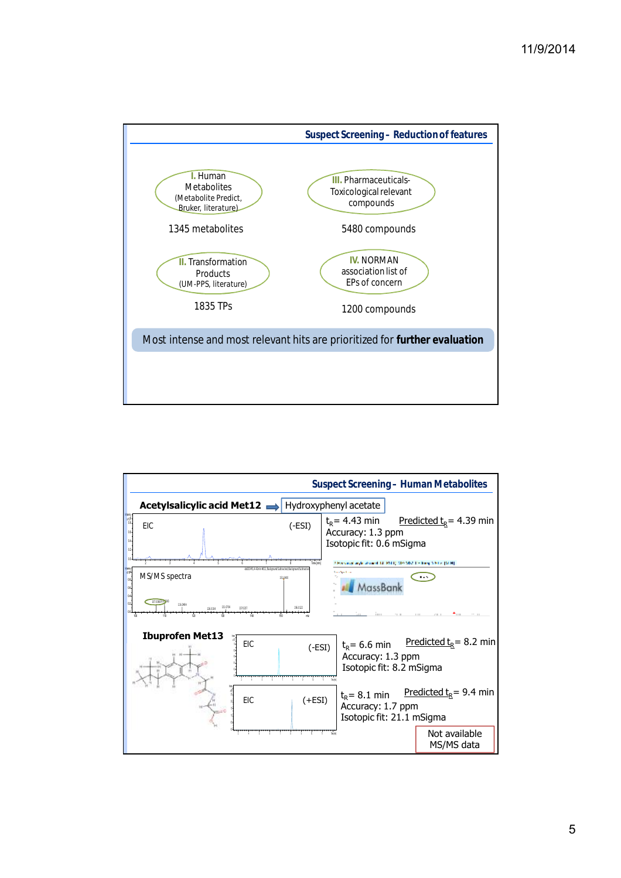## Suspect Screening - Reduction of features

**I.** Human Metabolites (Metabolite Predict, Bruker, literature)

1345 metabolites

**II.** Transformation Products (UM-PPS, literature)

1835 TPs

**III.** Pharmaceuticals-Toxicological relevant compounds

5480 compounds

**IV.** NORMAN association list of EPs of concern

1200 compounds

Most intense and most relevant hits are prioritized for **further evaluation**

## Suspect Screening - Human Metabolites

**Acetylsalicylic acid Met12** → Hydroxyphenyl acetate

EIC (-ESI)

MS/MS spectra

MassBank

$t_R$ = 4.43 min    Predicted $t_R$ = 4.39 min
Accuracy: 1.3 ppm
Isotopic fit: 0.6 mSigma

**Ibuprofen Met13**

EIC (-ESI)

$t_R$ = 6.6 min    Predicted $t_R$ = 8.2 min
Accuracy: 1.3 ppm
Isotopic fit: 8.2 mSigma

EIC (+ESI)

$t_R$ = 8.1 min    Predicted $t_R$ = 9.4 min
Accuracy: 1.7 ppm
Isotopic fit: 21.1 mSigma

Not available MS/MS data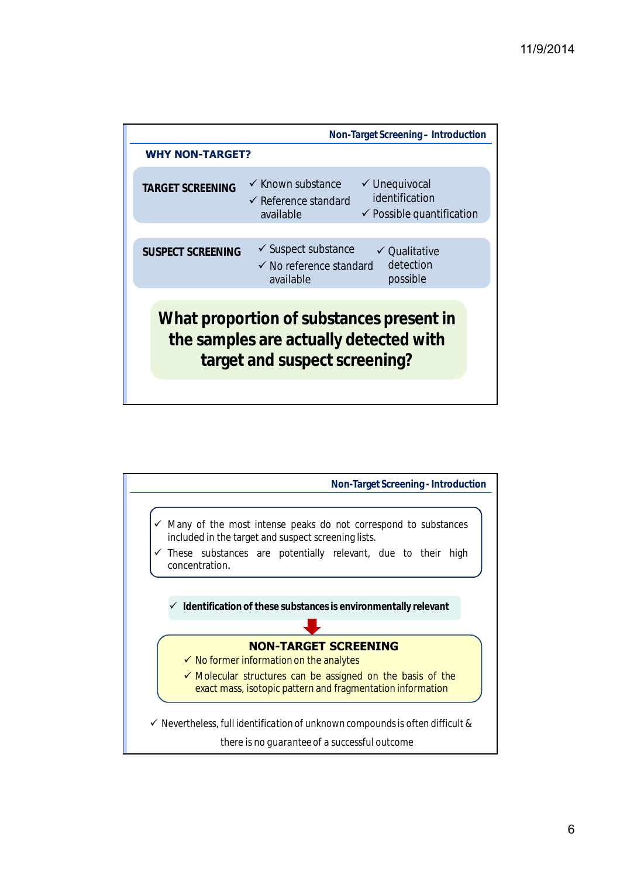## Non-Target Screening – Introduction

### WHY NON-TARGET?

**TARGET SCREENING**
- ✓ Known substance
- ✓ Reference standard available
- ✓ Unequivocal identification
- ✓ Possible quantification

**SUSPECT SCREENING**
- ✓ Suspect substance
- ✓ No reference standard available
- ✓ Qualitative detection possible

**What proportion of substances present in the samples are actually detected with target and suspect screening?**

## Non-Target Screening - Introduction

- ✓ Many of the most intense peaks do not correspond to substances included in the target and suspect screening lists.
- ✓ These substances are potentially relevant, due to their high concentration.

- ✓ **Identification of these substances is environmentally relevant**

### NON-TARGET SCREENING

- ✓ No former information on the analytes
- ✓ Molecular structures can be assigned on the basis of the exact mass, isotopic pattern and fragmentation information

- ✓ Nevertheless, full identification of unknown compounds is often difficult & there is no guarantee of a successful outcome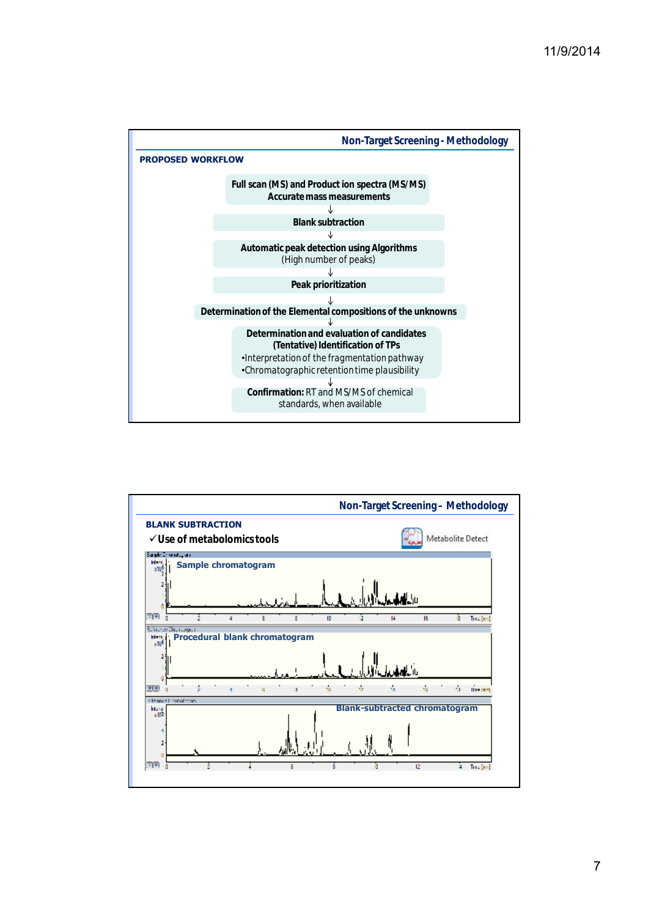## Non-Target Screening - Methodology

**PROPOSED WORKFLOW**

**Full scan (MS) and Product ion spectra (MS/MS)**
**Accurate mass measurements**

↓

**Blank subtraction**

↓

**Automatic peak detection using Algorithms**
(High number of peaks)

↓

**Peak prioritization**

↓

**Determination of the Elemental compositions of the unknowns**

↓

**Determination and evaluation of candidates**
**(Tentative) Identification of TPs**

- Interpretation of the fragmentation pathway
- Chromatographic retention time plausibility

↓

**Confirmation:** RT and MS/MS of chemical standards, when available

## Non-Target Screening - Methodology

**BLANK SUBTRACTION**

✓ **Use of metabolomics tools**

Metabolite Detect

Sample chromatogram

Procedural blank chromatogram

Blank-subtracted chromatogram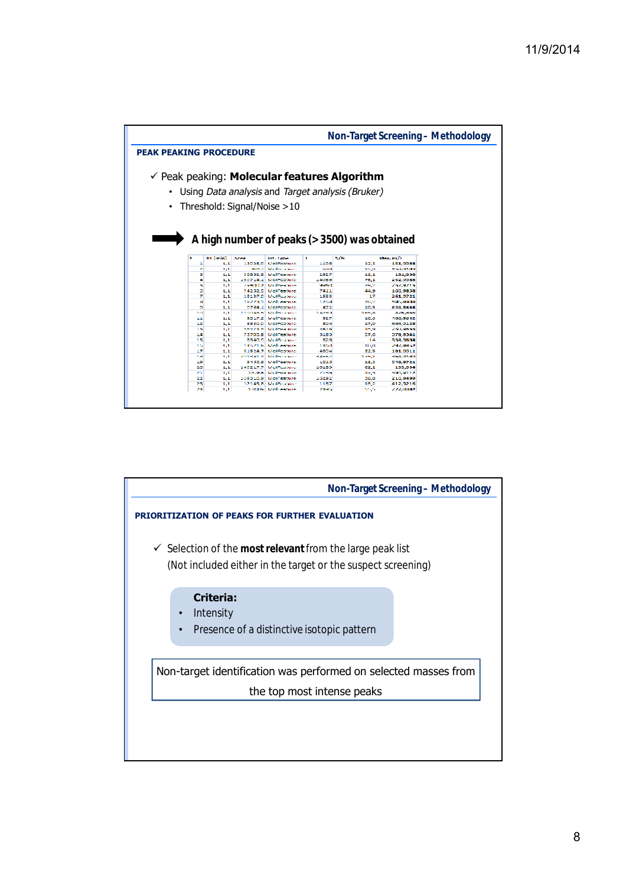## Non-Target Screening – Methodology

### PEAK PEAKING PROCEDURE

✓ Peak peaking: **Molecular features Algorithm**

- Using *Data analysis* and *Target analysis (Bruker)*
- Threshold: Signal/Noise >10

➡ **A high number of peaks (> 3500) was obtained**

| # | Rt [min] | Area | Int. Type | I | S/N | Max. m/z |
|---|---|---|---|---|---|---|
| 1 | 1,1 | 13035,0 | MolFeature | 1108 | 13,1 | 151,0086 |
| 2 | 1,1 | | MolFeature | | | |
| 3 | 1,1 | 10392,6 | MolFeature | 1927 | 11,1 | 151,036 |
| 4 | 1,1 | 153714,1 | MolFeature | 14058 | 76,1 | 252,9986 |
| 5 | 1,1 | | MolFeature | | | |
| 6 | 1,1 | 74252,5 | MolFeature | 7411 | 44,9 | 160,9838 |
| 7 | 1,1 | 15197,0 | MolFeature | 1583 | 17 | 261,9721 |
| 8 | 1,1 | | MolFeature | | | |
| 9 | 1,1 | 7758,1 | MolFeature | 672 | 10,5 | 630,8444 |
| 10 | 1,1 | | MolFeature | | | |
| 11 | 1,1 | 9017,2 | MolFeature | 927 | 10,0 | 400,9842 |
| 12 | 1,1 | 6550,0 | MolFeature | 604 | 17,0 | 444,0128 |
| 13 | 1,1 | | MolFeature | | | |
| 14 | 1,1 | 73700,8 | MolFeature | 5180 | 57,0 | 378,9341 |
| 15 | 1,1 | 5340,0 | MolFeature | 528 | 14 | 334,9636 |
| 16 | 1,1 | | MolFeature | | | |
| 17 | 1,1 | 51524,7 | MolFeature | 4804 | 32,5 | 181,0011 |
| 18 | 1,1 | | MolFeature | | | |
| 19 | 1,1 | 9435,8 | MolFeature | 1013 | 11,0 | 518,8721 |
| 20 | 1,1 | 142017,7 | MolFeature | 10180 | 62,1 | 155,034 |
| 21 | 1,1 | | MolFeature | | | |
| 22 | 1,1 | 109310,5 | MolFeature | 10292 | 36,8 | 210,9499 |
| 23 | 1,1 | 17145,6 | MolFeature | 1157 | 15,2 | 412,9216 |
| 24 | 1,1 | | MolFeature | | | |

## Non-Target Screening – Methodology

### PRIORITIZATION OF PEAKS FOR FURTHER EVALUATION

✓ Selection of the **most relevant** from the large peak list
(Not included either in the target or the suspect screening)

**Criteria:**

- Intensity
- Presence of a distinctive isotopic pattern

Non-target identification was performed on selected masses from the top most intense peaks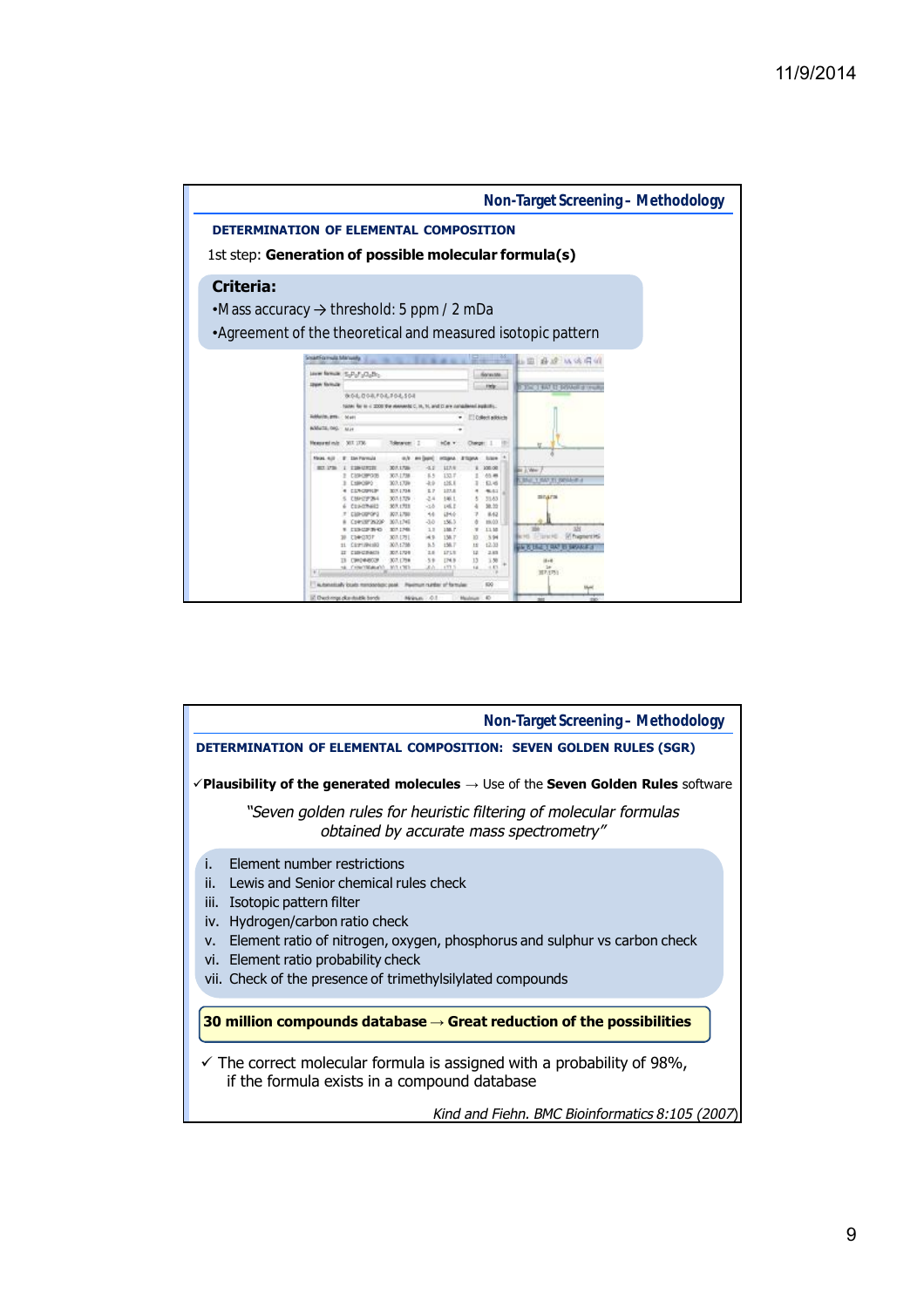## Non-Target Screening – Methodology

### DETERMINATION OF ELEMENTAL COMPOSITION

1st step: **Generation of possible molecular formula(s)**

**Criteria:**

- Mass accuracy → threshold: 5 ppm / 2 mDa
- Agreement of the theoretical and measured isotopic pattern

## Non-Target Screening – Methodology

### DETERMINATION OF ELEMENTAL COMPOSITION: SEVEN GOLDEN RULES (SGR)

✓**Plausibility of the generated molecules** → Use of the **Seven Golden Rules** software

*"Seven golden rules for heuristic filtering of molecular formulas obtained by accurate mass spectrometry"*

i. Element number restrictions
ii. Lewis and Senior chemical rules check
iii. Isotopic pattern filter
iv. Hydrogen/carbon ratio check
v. Element ratio of nitrogen, oxygen, phosphorus and sulphur vs carbon check
vi. Element ratio probability check
vii. Check of the presence of trimethylsilylated compounds

**30 million compounds database → Great reduction of the possibilities**

✓ The correct molecular formula is assigned with a probability of 98%, if the formula exists in a compound database

*Kind and Fiehn. BMC Bioinformatics 8:105 (2007)*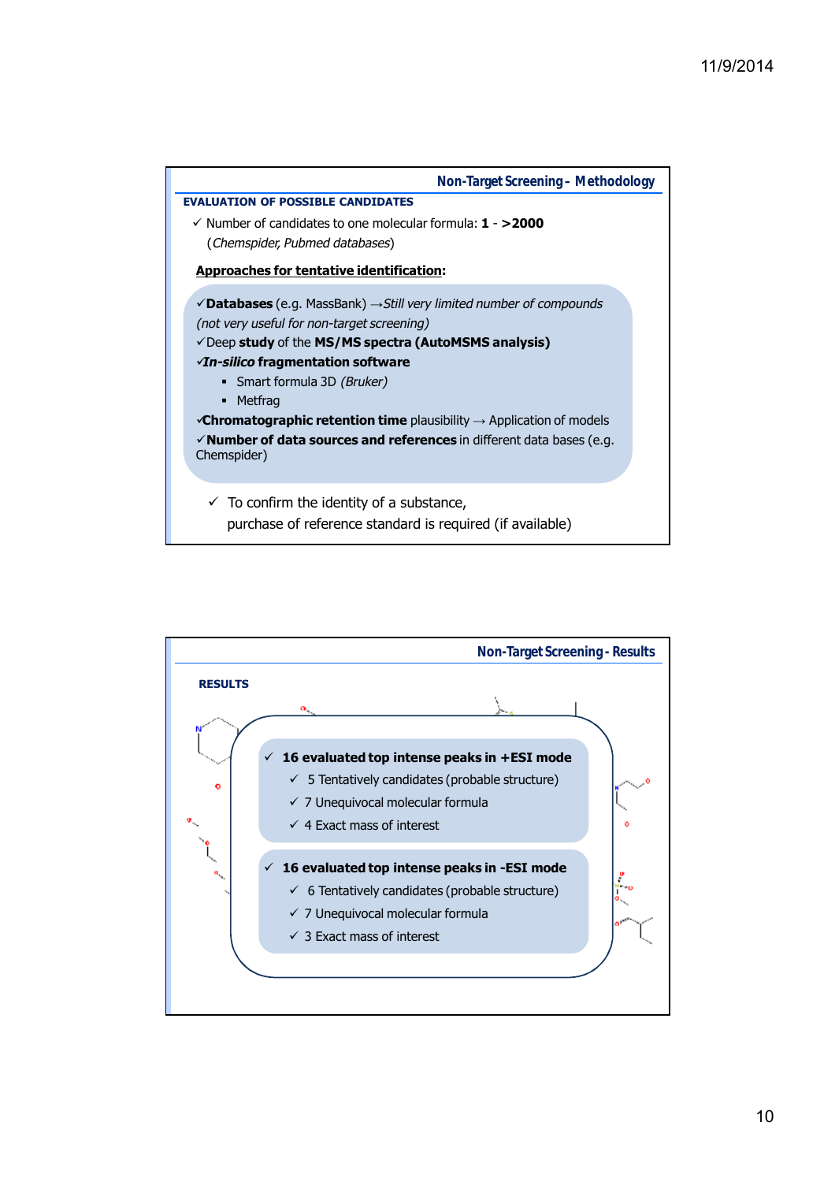## Non-Target Screening - Methodology

### EVALUATION OF POSSIBLE CANDIDATES

- ✓ Number of candidates to one molecular formula: **1 - >2000** (*Chemspider, Pubmed databases*)

**Approaches for tentative identification:**

- ✓**Databases** (e.g. MassBank) →*Still very limited number of compounds (not very useful for non-target screening)*
- ✓Deep **study** of the **MS/MS spectra (AutoMSMS analysis)**
- ✓***In-silico* fragmentation software**
  - Smart formula 3D *(Bruker)*
  - Metfrag
- ✓**Chromatographic retention time** plausibility → Application of models
- ✓**Number of data sources and references** in different data bases (e.g. Chemspider)

- ✓ To confirm the identity of a substance, purchase of reference standard is required (if available)

## Non-Target Screening - Results

### RESULTS

- ✓ **16 evaluated top intense peaks in +ESI mode**
  - ✓ 5 Tentatively candidates (probable structure)
  - ✓ 7 Unequivocal molecular formula
  - ✓ 4 Exact mass of interest
- ✓ **16 evaluated top intense peaks in -ESI mode**
  - ✓ 6 Tentatively candidates (probable structure)
  - ✓ 7 Unequivocal molecular formula
  - ✓ 3 Exact mass of interest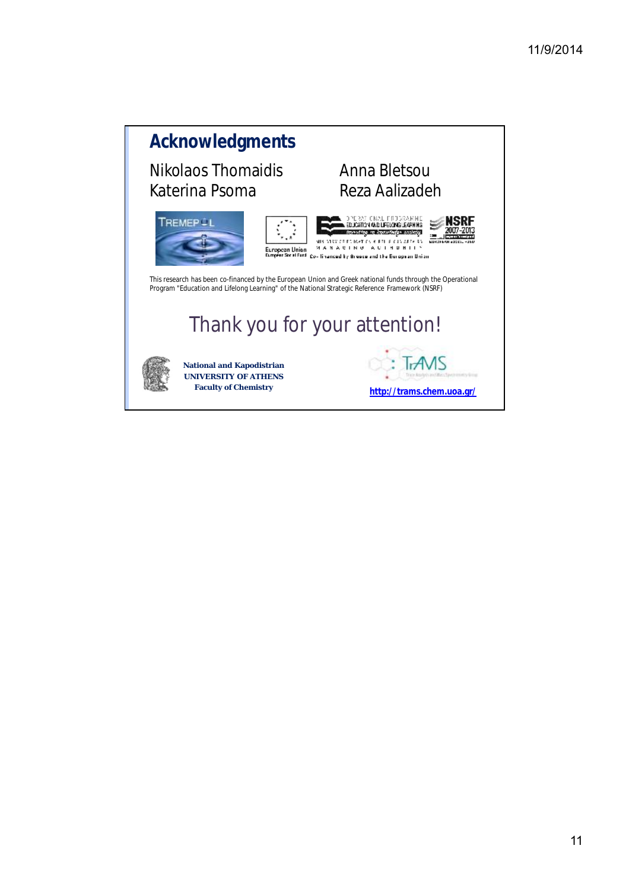## Acknowledgments

Nikolaos Thomaidis
Katerina Psoma
Anna Bletsou
Reza Aalizadeh

This research has been co-financed by the European Union and Greek national funds through the Operational Program "Education and Lifelong Learning" of the National Strategic Reference Framework (NSRF)

Thank you for your attention!

National and Kapodistrian
UNIVERSITY OF ATHENS
Faculty of Chemistry

http://trams.chem.uoa.gr/